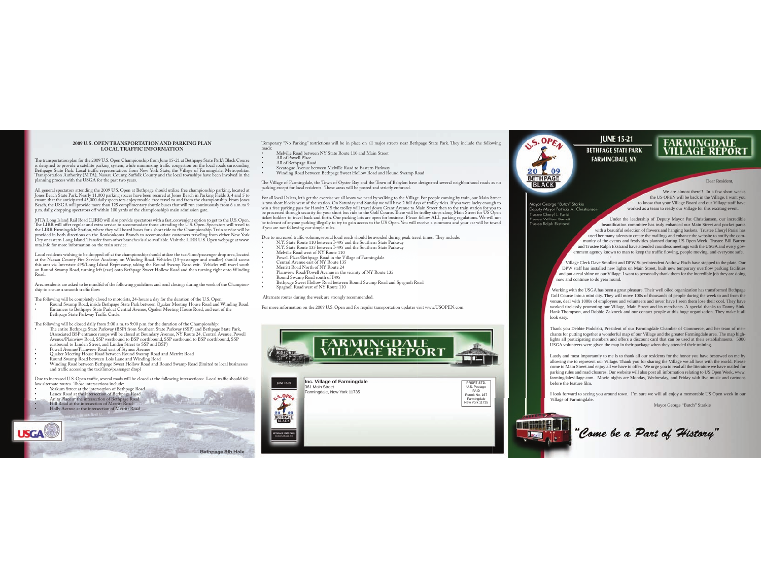## 2009 U.S. OPEN TRANSPORTATION AND PARKING PLAN
### LOCAL TRAFFIC INFORMATION

The transportation plan for the 2009 U.S. Open Championship from June 15-21 at Bethpage State Park's Black Course is designed to provide a satellite parking system, while minimizing traffic congestion on the local roads surrounding Bethpage State Park. Local traffic representatives from New York State, the Village of Farmingdale, Metropolitan Transportation Authority (MTA), Nassau County, Suffolk County and the local townships have been involved in the planning process with the USGA for the past two years.

All general spectators attending the 2009 U.S. Open at Bethpage should utilize free championship parking, located at Jones Beach State Park. Nearly 11,000 parking spaces have been secured at Jones Beach in Parking Fields 3, 4 and 5 to ensure that the anticipated 45,000 daily spectators enjoy trouble-free travel to and from the championship. From Jones Beach, the USGA will provide more than 125 complimentary shuttle buses that will run continuously from 6 a.m. to 9 p.m. daily, dropping spectators off within 100 yards of the championship's main admission gate.

MTA Long Island Rail Road (LIRR) will also provide spectators with a fast, convenient option to get to the U.S. Open. The LIRR will offer regular and extra service to accommodate those attending the U.S. Open. Spectators will travel to the LIRR Farmingdale Station, where they will board buses for a short ride to the Championship. Train service will be provided in both directions on the Ronkonkoma Branch to accommodate customers traveling from either New York City or eastern Long Island. Transfer from other branches is also available. Visit the LIRR U.S. Open webpage at www.mta.info for more information on the train service.

Local residents wishing to be dropped off at the championship should utilize the taxi/limo/passenger drop area, located at the Nassau County Fire Service Academy on Winding Road. Vehicles (15-passenger and smaller) should access this area via Interstate 495/Long Island Expressway, taking the Round Swamp Road exit. Vehicles will travel south on Round Swamp Road, turning left (east) onto Bethpage Sweet Hollow Road and then turning right onto Winding Road.

Area residents are asked to be mindful of the following guidelines and road closings during the week of the Championship to ensure a smooth traffic flow:

The following will be completely closed to motorists, 24-hours a day for the duration of the U.S. Open:

- Round Swamp Road, inside Bethpage State Park between Quaker Meeting House Road and Winding Road.
- Entrances to Bethpage State Park at Central Avenue, Quaker Meeting House Road, and east of the Bethpage State Parkway Traffic Circle.

The following will be closed daily from 5:00 a.m. to 9:00 p.m. for the duration of the Championship:

- The entire Bethpage State Parkway (BSP) from Southern State Parkway (SSP) and Bethpage State Park, (Associated BSP entrance ramps will be closed at Boundary Avenue, NY Route 24, Central Avenue, Powell Avenue/Plainview Road, SSP westbound to BSP northbound, SSP eastbound to BSP northbound, SSP eastbound to Linden Street, and Linden Street to SSP and BSP)
- Powell Avenue/Plainview Road east of Strymus Avenue
- Quaker Meeting House Road between Round Swamp Road and Merritt Road
- Round Swamp Road between Lois Lane and Winding Road
- Winding Road between Bethpage Sweet Hollow Road and Round Swamp Road (limited to local businesses and traffic accessing the taxi/limo/passenger drop)

Due to increased U.S. Open traffic, several roads will be closed at the following intersections: Local traffic should follow alternate routes. Those intersections include:

- Yoakum Street at the intersection of Bethpage Road
- Lenox Road at the intersection of Bethpage Road
- Anita Place at the intersection of Bethpage Road
- Hill Road at the intersection of Merritt Road
- Holly Avenue at the intersection of Merritt Road

USGA

Bethpage 8th Hole

Temporary "No Parking" restrictions will be in place on all major streets near Bethpage State Park. They include the following roads:

- Melville Road between NY State Route 110 and Main Street
- All of Powell Place
- All of Bethpage Road
- Secatogue Avenue between Melville Road to Eastern Parkway
- Winding Road between Bethpage Sweet Hollow Road and Round Swamp Road

The Village of Farmingdale, the Town of Oyster Bay and the Town of Babylon have designated several neighborhood roads as no parking except for local residents. These areas will be posted and strictly enforced.

For all local Dalers, let's get the exercise we all know we need by walking to the Village. For people coming by train, our Main Street is two short blocks west of the station. On Saturday and Sunday we will have 2 full days of trolley rides. If you were lucky enough to win a free parking pass for Howitt MS the trolley will travel down Grant Avenue to Main Street then to the train station for you to be processed through security for your short bus ride to the Golf Course. There will be trolley stops along Main Street for US Open ticket holders to travel back and forth. Our parking lots are open for business. Please follow ALL parking regulations. We will not be tolerant of anyone parking illegally to try to gain access to the US Open. You will receive a summons and your car will be towed if you are not following our simple rules.

Due to increased traffic volume, several local roads should be avoided during peak travel times. They include:

- N.Y. State Route 110 between I-495 and the Southern State Parkway
- N.Y. State Route 135 between I-495 and the Southern State Parkway
- Melville Road west of NY Route 110
- Powell Place/Bethpage Road in the Village of Farmingdale
- Central Avenue east of NY Route 135
- Merritt Road North of NY Route 24
- Plainview Road/Powell Avenue in the vicinity of NY Route 135
- Round Swamp Road south of I495
- Bethpage Sweet Hollow Road between Round Swamp Road and Spagnoli Road
- Spagnoli Road west of NY Route 110

Alternate routes during the week are strongly recommended.

For more information on the 2009 U.S. Open and for regular transportation updates visit www.USOPEN.com.

FARMINGDALE VILLAGE REPORT

JUNE 15-21

U.S. OPEN 2009 BETHPAGE BLACK

BETHPAGE STATE PARK FARMINGDALE, NY

**Inc. Village of Farmingdale**
361 Main Street
Farmingdale, New York 11735

PRSRT STD.
U.S. Postage
PAID
Permit No. 167
Farmingdale
New York 11735

U.S. OPEN 2009 BETHPAGE BLACK

JUNE 15-21
BETHPAGE STATE PARK
FARMINGDALE, NY

# FARMINGDALE VILLAGE REPORT

Mayor George "Butch" Starkie
Deputy Mayor Patricia A. Christiansen
Trustee Cheryl L. Parisi
Trustee William Barrett
Trustee Ralph Ekstrand

Dear Resident,

We are almost there!! In a few short weeks the US OPEN will be back in the Village. I want you to know that your Village Board and our Village staff have worked as a team to ready our Village for this exciting event.

Under the leadership of Deputy Mayor Pat Christiansen, our incredible beautification committee has truly enhanced our Main Street and pocket parks with a beautiful selection of flowers and hanging baskets. Trustee Cheryl Parisi has used her many talents to create the mailings and enhance the website to notify the community of the events and festivities planned during US Open Week. Trustee Bill Barrett and Trustee Ralph Ekstrand have attended countless meetings with the USGA and every government agency known to man to keep the traffic flowing, people moving, and everyone safe.

Village Clerk Dave Smollett and DPW Superintendent Andrew Fisch have stepped to the plate. Our DPW staff has installed new lights on Main Street, built new temporary overflow parking facilities and put a real shine on our Village. I want to personally thank them for the incredible job they are doing now and continue to do year round.

Working with the USGA has been a great pleasure. Their well oiled organization has transformed Bethpage Golf Course into a mini city. They will move 100s of thousands of people during the week to and from the venue, deal with 1000s of employees and volunteers and never have I seen them lose their cool. They have worked tirelessly promoting our Village, Main Street and its merchants. A special thanks to Danny Sink, Hank Thompson, and Robbie Zalzneck and our contact people at this huge organization. They make it all look easy.

Thank you Debbie Podolski, President of our Farmingdale Chamber of Commerce, and her team of merchants for putting together a wonderful map of our Village and the greater Farmingdale area. The map highlights all participating members and offers a discount card that can be used at their establishments. 5000 USGA volunteers were given the map in their package when they attended their training.

Lastly and most importantly to me is to thank all our residents for the honor you have bestowed on me by allowing me to represent our Village. Thank you for sharing the Village we all love with the world. Please come to Main Street and enjoy all we have to offer. We urge you to read all the literature we have mailed for parking rules and road closures. Our website will also post all information relating to US Open Week, www.farmingdalevillage.com. Movie nights are Monday, Wednesday, and Friday with live music and cartoons before the feature film.

I look forward to seeing you around town. I'm sure we will all enjoy a memorable US Open week in our Village of Farmingdale.

Mayor George "Butch" Starkie

*"Come be a Part of History"*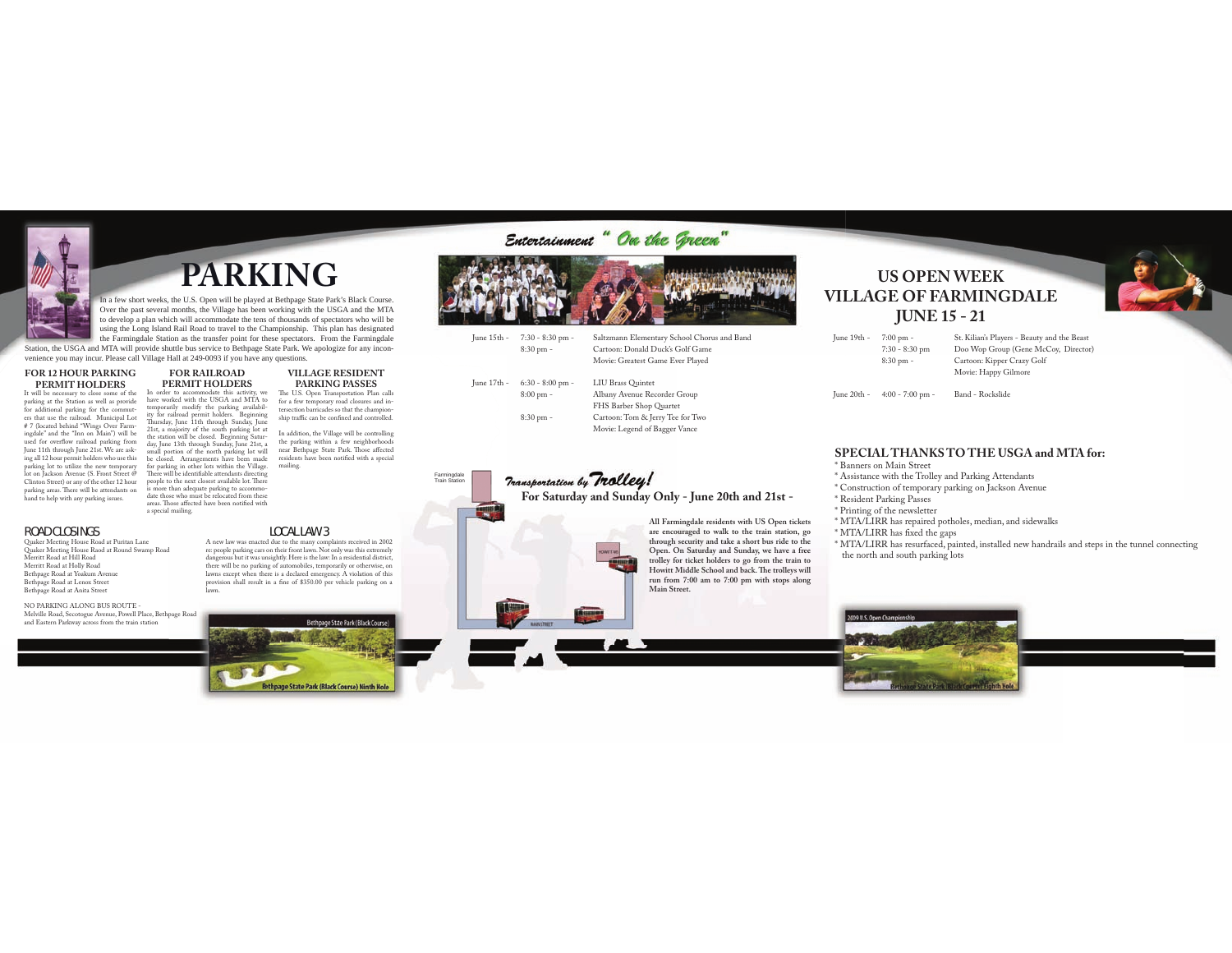# PARKING

In a few short weeks, the U.S. Open will be played at Bethpage State Park's Black Course. Over the past several months, the Village has been working with the USGA and the MTA to develop a plan which will accommodate the tens of thousands of spectators who will be using the Long Island Rail Road to travel to the Championship. This plan has designated the Farmingdale Station as the transfer point for these spectators. From the Farmingdale Station, the USGA and MTA will provide shuttle bus service to Bethpage State Park. We apologize for any inconvenience you may incur. Please call Village Hall at 249-0093 if you have any questions.

### FOR 12 HOUR PARKING PERMIT HOLDERS

It will be necessary to close some of the parking at the Station as well as provide for additional parking for the commuters that use the railroad. Municipal Lot # 7 (located behind "Wings Over Farmingdale" and the "Inn on Main") will be used for overflow railroad parking from June 11th through June 21st. We are asking all 12 hour permit holders who use this parking lot to utilize the new temporary lot on Jackson Avenue (S. Front Street @ Clinton Street) or any of the other 12 hour parking areas. There will be attendants on hand to help with any parking issues.

### FOR RAILROAD PERMIT HOLDERS

In order to accommodate this activity, we have worked with the USGA and MTA to temporarily modify the parking availability for railroad permit holders. Beginning Thursday, June 11th through Sunday, June 21st, a majority of the south parking lot at the station will be closed. Beginning Saturday, June 13th through Sunday, June 21st, a small portion of the north parking lot will be closed. Arrangements have been made for parking in other lots within the Village. There will be identifiable attendants directing people to the next closest available lot. There is more than adequate parking to accommodate those who must be relocated from these areas. Those affected have been notified with a special mailing.

### VILLAGE RESIDENT PARKING PASSES

The U.S. Open Transportation Plan calls for a few temporary road closures and intersection barricades so that the championship traffic can be confined and controlled.

In addition, the Village will be controlling the parking within a few neighborhoods near Bethpage State Park. Those affected residents have been notified with a special mailing.

### ROAD CLOSINGS

Quaker Meeting House Road at Puritan Lane
Quaker Meeting House Raod at Round Swamp Road
Merritt Road at Hill Road
Merritt Road at Holly Road
Bethpage Road at Yoakum Avenue
Bethpage Road at Lenox Street
Bethpage Road at Anita Street

NO PARKING ALONG BUS ROUTE -
Melville Road, Secotogue Avenue, Powell Place, Bethpage Road and Eastern Parkway across from the train station

### LOCAL LAW 3

A new law was enacted due to the many complaints received in 2002 re: people parking cars on their front lawn. Not only was this extremely dangerous but it was unsightly. Here is the law: In a residential district, there will be no parking of automobiles, temporarily or otherwise, on lawns except when there is a declared emergency. A violation of this provision shall result in a fine of $350.00 per vehicle parking on a lawn.

Bethpage State Park (Black Course)

Bethpage State Park (Black Course) Ninth Hole

## Entertainment "On the Green"

June 15th - 7:30 - 8:30 pm - Saltzmann Elementary School Chorus and Band
8:30 pm - Cartoon: Donald Duck's Golf Game
Movie: Greatest Game Ever Played

June 17th - 6:30 - 8:00 pm - LIU Brass Quintet
8:00 pm - Albany Avenue Recorder Group
FHS Barber Shop Quartet
8:30 pm - Cartoon: Tom & Jerry Tee for Two
Movie: Legend of Bagger Vance

June 19th - 7:00 pm - St. Kilian's Players - Beauty and the Beast
7:30 - 8:30 pm - Doo Wop Group (Gene McCoy, Director)
8:30 pm - Cartoon: Kipper Crazy Golf
Movie: Happy Gilmore

June 20th - 4:00 - 7:00 pm - Band - Rockslide

## Transportation by Trolley!

**For Saturday and Sunday Only - June 20th and 21st -**

Farmingdale Train Station

HOWITT MS

MAIN STREET

**All Farmingdale residents with US Open tickets are encouraged to walk to the train station, go through security and take a short bus ride to the Open. On Saturday and Sunday, we have a free trolley for ticket holders to go from the train to Howitt Middle School and back. The trolleys will run from 7:00 am to 7:00 pm with stops along Main Street.**

# US OPEN WEEK VILLAGE OF FARMINGDALE JUNE 15 - 21

## SPECIAL THANKS TO THE USGA and MTA for:

* Banners on Main Street
* Assistance with the Trolley and Parking Attendants
* Construction of temporary parking on Jackson Avenue
* Resident Parking Passes
* Printing of the newsletter
* MTA/LIRR has repaired potholes, median, and sidewalks
* MTA/LIRR has fixed the gaps
* MTA/LIRR has resurfaced, painted, installed new handrails and steps in the tunnel connecting the north and south parking lots

2009 U.S. Open Championship

Bethpage State Park (Black Course) Eighth Hole